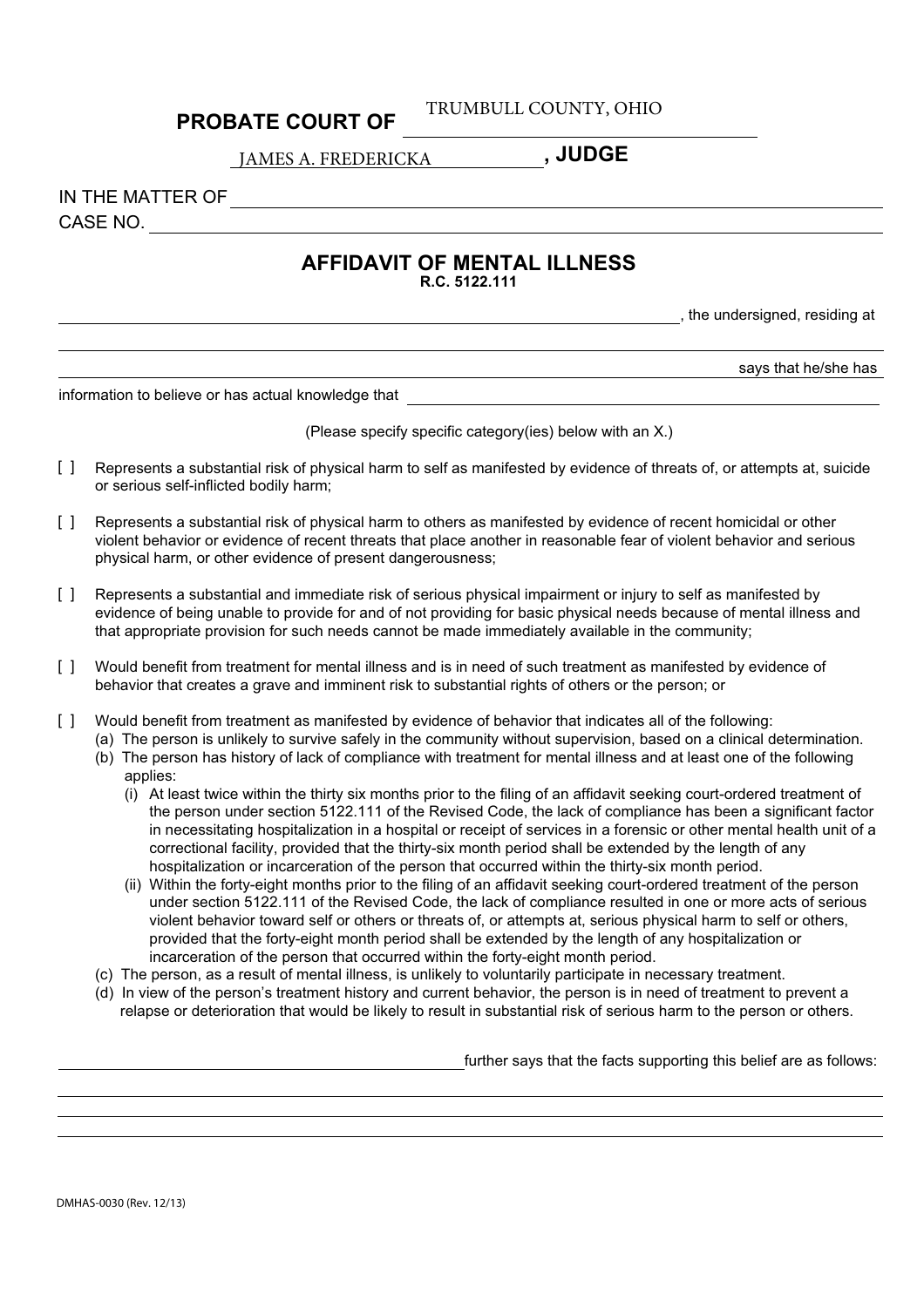**PROBATE COURT OF** TRUMBULL COUNTY, OHIO

JAMES A. FREDERICKA **, JUDGE**

IN THE MATTER OF ______________________________

CASE NO. ______________________________

## AFFIDAVIT OF MENTAL ILLNESS

**R.C. 5122.111**

______________________________, the undersigned, residing at

______________________________

______________________________ says that he/she has

information to believe or has actual knowledge that ______________________________

(Please specify specific category(ies) below with an X.)

[ ] Represents a substantial risk of physical harm to self as manifested by evidence of threats of, or attempts at, suicide or serious self-inflicted bodily harm;

[ ] Represents a substantial risk of physical harm to others as manifested by evidence of recent homicidal or other violent behavior or evidence of recent threats that place another in reasonable fear of violent behavior and serious physical harm, or other evidence of present dangerousness;

[ ] Represents a substantial and immediate risk of serious physical impairment or injury to self as manifested by evidence of being unable to provide for and of not providing for basic physical needs because of mental illness and that appropriate provision for such needs cannot be made immediately available in the community;

[ ] Would benefit from treatment for mental illness and is in need of such treatment as manifested by evidence of behavior that creates a grave and imminent risk to substantial rights of others or the person; or

[ ] Would benefit from treatment as manifested by evidence of behavior that indicates all of the following:
  - (a) The person is unlikely to survive safely in the community without supervision, based on a clinical determination.
  - (b) The person has history of lack of compliance with treatment for mental illness and at least one of the following applies:
    - (i) At least twice within the thirty six months prior to the filing of an affidavit seeking court-ordered treatment of the person under section 5122.111 of the Revised Code, the lack of compliance has been a significant factor in necessitating hospitalization in a hospital or receipt of services in a forensic or other mental health unit of a correctional facility, provided that the thirty-six month period shall be extended by the length of any hospitalization or incarceration of the person that occurred within the thirty-six month period.
    - (ii) Within the forty-eight months prior to the filing of an affidavit seeking court-ordered treatment of the person under section 5122.111 of the Revised Code, the lack of compliance resulted in one or more acts of serious violent behavior toward self or others or threats of, or attempts at, serious physical harm to self or others, provided that the forty-eight month period shall be extended by the length of any hospitalization or incarceration of the person that occurred within the forty-eight month period.
  - (c) The person, as a result of mental illness, is unlikely to voluntarily participate in necessary treatment.
  - (d) In view of the person's treatment history and current behavior, the person is in need of treatment to prevent a relapse or deterioration that would be likely to result in substantial risk of serious harm to the person or others.

______________________________ further says that the facts supporting this belief are as follows:

______________________________

______________________________

______________________________

DMHAS-0030 (Rev. 12/13)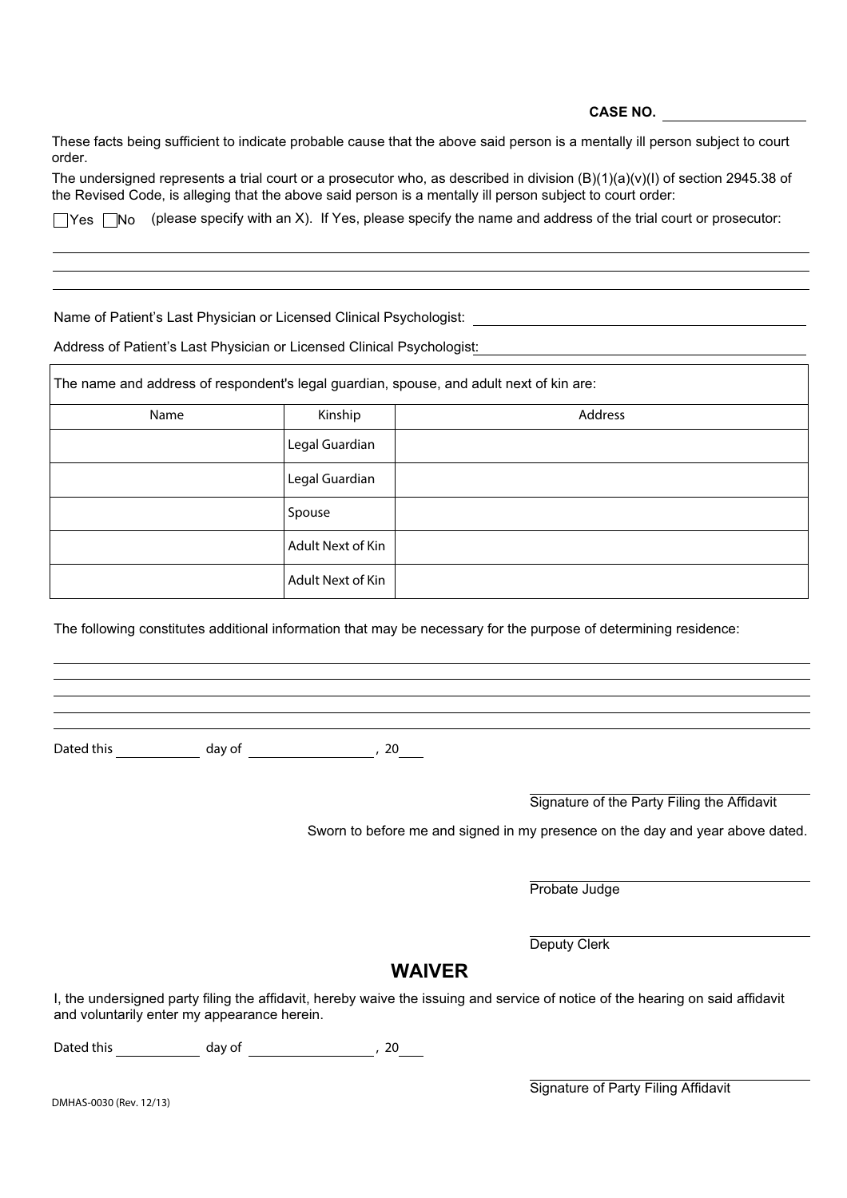**CASE NO.** ____________________

These facts being sufficient to indicate probable cause that the above said person is a mentally ill person subject to court order.

The undersigned represents a trial court or a prosecutor who, as described in division (B)(1)(a)(v)(I) of section 2945.38 of the Revised Code, is alleging that the above said person is a mentally ill person subject to court order:

☐ Yes ☐ No (please specify with an X). If Yes, please specify the name and address of the trial court or prosecutor:

____________________________________________________________

____________________________________________________________

____________________________________________________________

Name of Patient's Last Physician or Licensed Clinical Psychologist: ____________________

Address of Patient's Last Physician or Licensed Clinical Psychologist: ____________________

The name and address of respondent's legal guardian, spouse, and adult next of kin are:

| Name | Kinship | Address |
|---|---|---|
| | Legal Guardian | |
| | Legal Guardian | |
| | Spouse | |
| | Adult Next of Kin | |
| | Adult Next of Kin | |

The following constitutes additional information that may be necessary for the purpose of determining residence:

____________________________________________________________

____________________________________________________________

____________________________________________________________

____________________________________________________________

____________________________________________________________

Dated this __________ day of ________________, 20____

____________________________________
Signature of the Party Filing the Affidavit

Sworn to before me and signed in my presence on the day and year above dated.

____________________________________
Probate Judge

____________________________________
Deputy Clerk

## WAIVER

I, the undersigned party filing the affidavit, hereby waive the issuing and service of notice of the hearing on said affidavit and voluntarily enter my appearance herein.

Dated this __________ day of ________________, 20____

____________________________________
Signature of Party Filing Affidavit

DMHAS-0030 (Rev. 12/13)